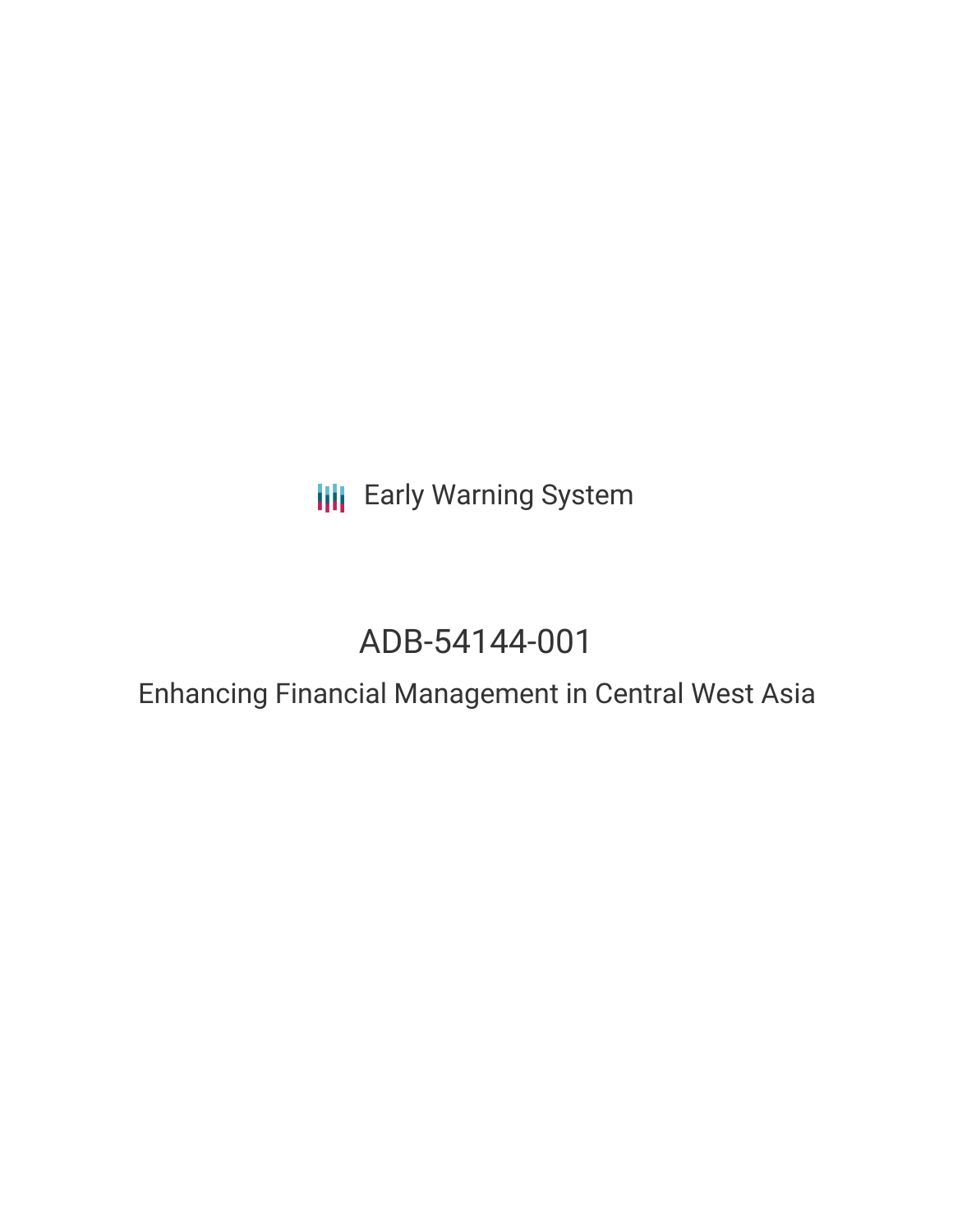Early Warning System

# ADB-54144-001

## Enhancing Financial Management in Central West Asia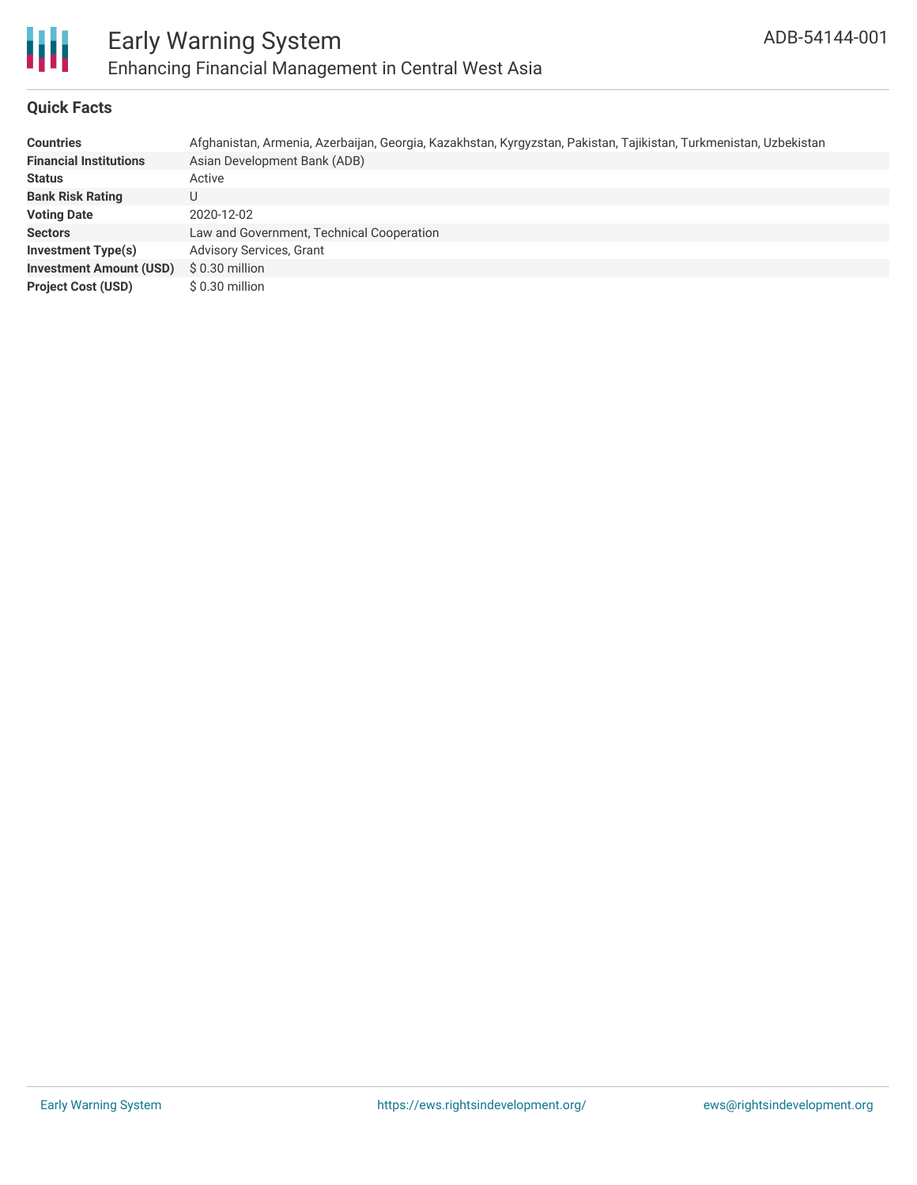## Quick Facts

| | |
|---|---|
| **Countries** | Afghanistan, Armenia, Azerbaijan, Georgia, Kazakhstan, Kyrgyzstan, Pakistan, Tajikistan, Turkmenistan, Uzbekistan |
| **Financial Institutions** | Asian Development Bank (ADB) |
| **Status** | Active |
| **Bank Risk Rating** | U |
| **Voting Date** | 2020-12-02 |
| **Sectors** | Law and Government, Technical Cooperation |
| **Investment Type(s)** | Advisory Services, Grant |
| **Investment Amount (USD)** | $ 0.30 million |
| **Project Cost (USD)** | $ 0.30 million |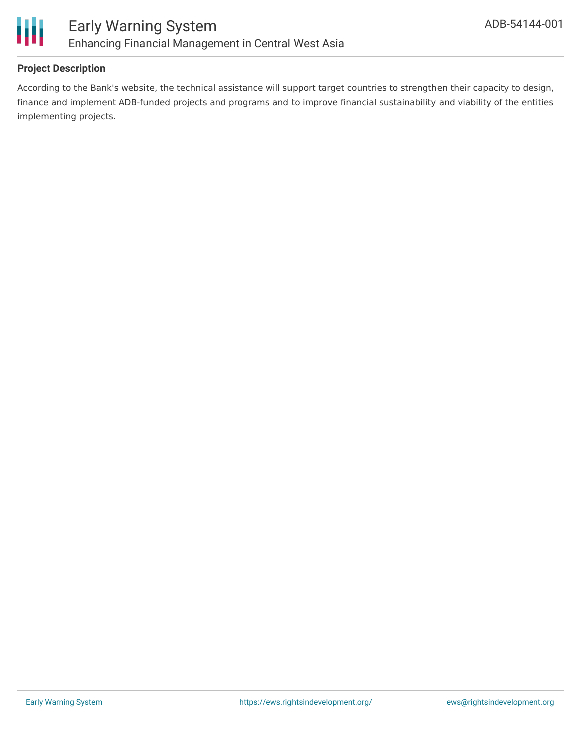## Project Description

According to the Bank's website, the technical assistance will support target countries to strengthen their capacity to design, finance and implement ADB-funded projects and programs and to improve financial sustainability and viability of the entities implementing projects.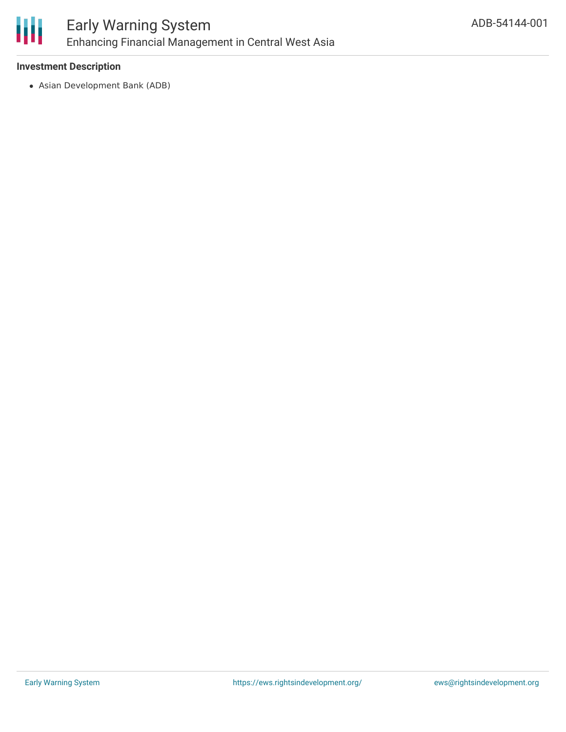### Investment Description

- Asian Development Bank (ADB)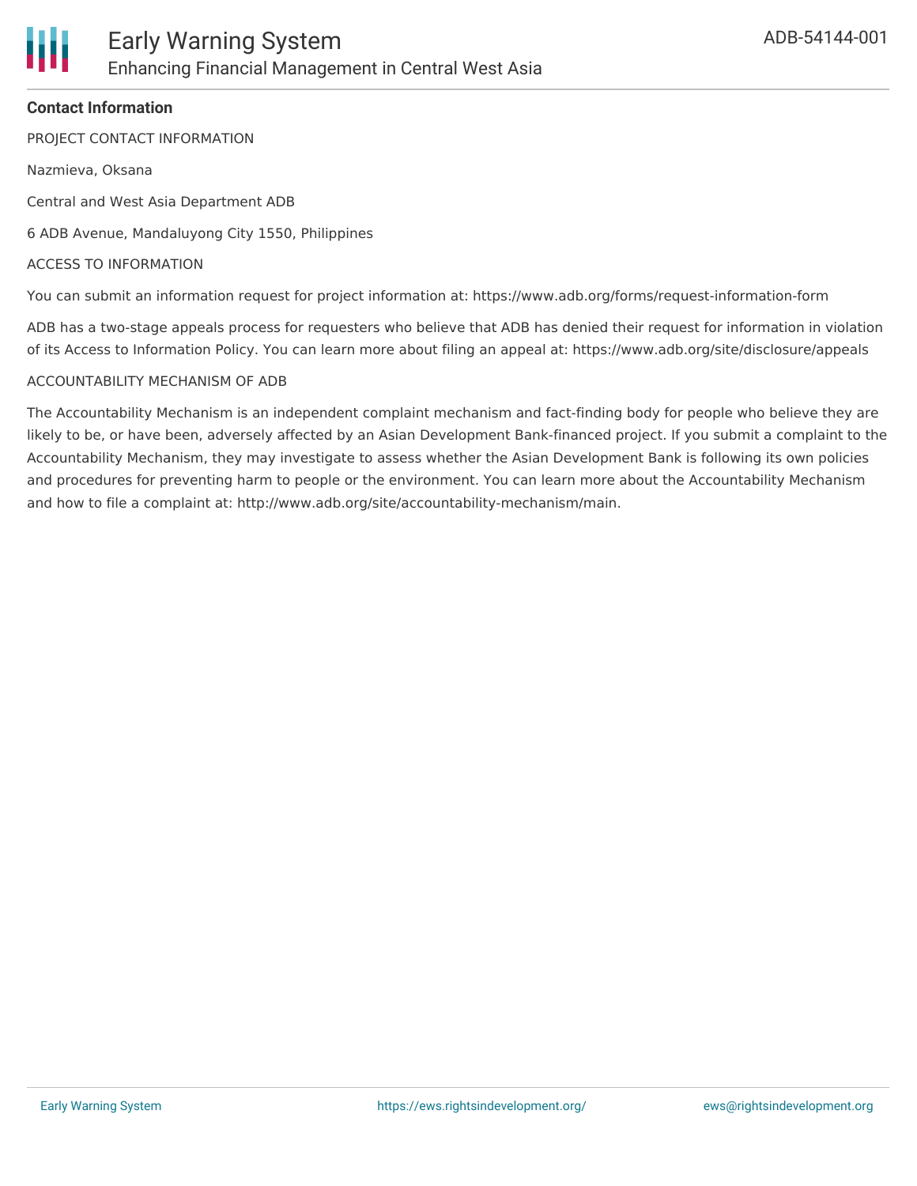## Contact Information

PROJECT CONTACT INFORMATION

Nazmieva, Oksana

Central and West Asia Department ADB

6 ADB Avenue, Mandaluyong City 1550, Philippines

ACCESS TO INFORMATION

You can submit an information request for project information at: https://www.adb.org/forms/request-information-form

ADB has a two-stage appeals process for requesters who believe that ADB has denied their request for information in violation of its Access to Information Policy. You can learn more about filing an appeal at: https://www.adb.org/site/disclosure/appeals

ACCOUNTABILITY MECHANISM OF ADB

The Accountability Mechanism is an independent complaint mechanism and fact-finding body for people who believe they are likely to be, or have been, adversely affected by an Asian Development Bank-financed project. If you submit a complaint to the Accountability Mechanism, they may investigate to assess whether the Asian Development Bank is following its own policies and procedures for preventing harm to people or the environment. You can learn more about the Accountability Mechanism and how to file a complaint at: http://www.adb.org/site/accountability-mechanism/main.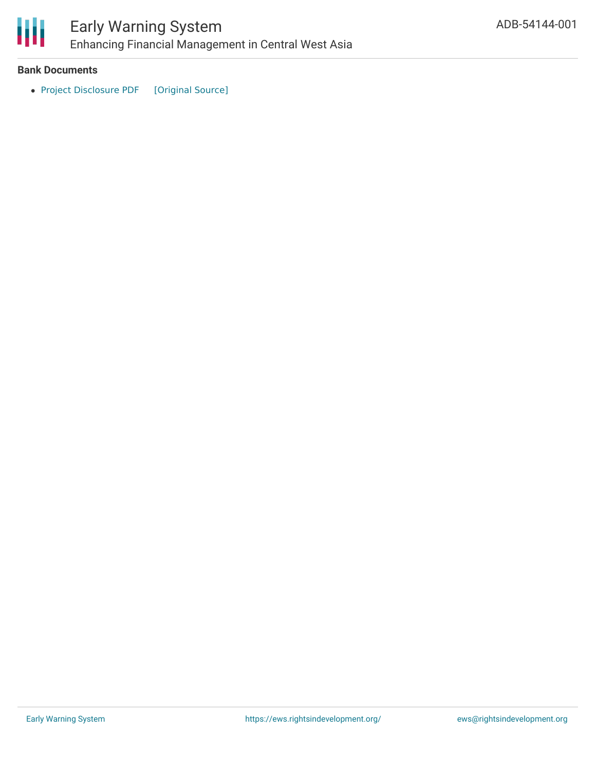**Bank Documents**

- Project Disclosure PDF [Original Source]